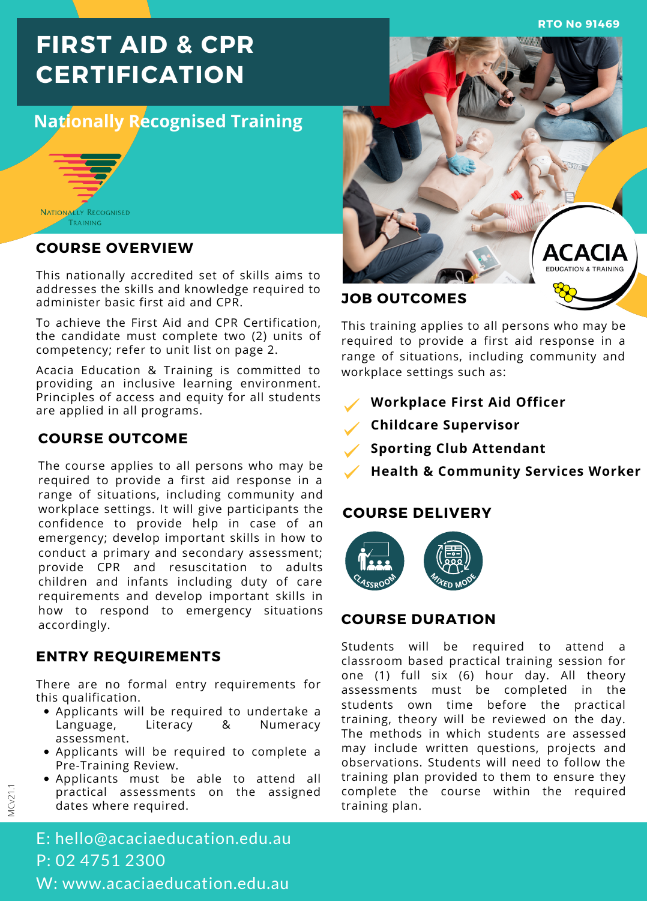RTO No 91469

# FIRST AID & CPR CERTIFICATION

## Nationally Recognised Training

Nationally Recognised Training

## COURSE OVERVIEW

This nationally accredited set of skills aims to addresses the skills and knowledge required to administer basic first aid and CPR.

To achieve the First Aid and CPR Certification, the candidate must complete two (2) units of competency; refer to unit list on page 2.

Acacia Education & Training is committed to providing an inclusive learning environment. Principles of access and equity for all students are applied in all programs.

## COURSE OUTCOME

The course applies to all persons who may be required to provide a first aid response in a range of situations, including community and workplace settings. It will give participants the confidence to provide help in case of an emergency; develop important skills in how to conduct a primary and secondary assessment; provide CPR and resuscitation to adults children and infants including duty of care requirements and develop important skills in how to respond to emergency situations accordingly.

## ENTRY REQUIREMENTS

There are no formal entry requirements for this qualification.

- Applicants will be required to undertake a Language, Literacy & Numeracy assessment.
- Applicants will be required to complete a Pre-Training Review.
- Applicants must be able to attend all practical assessments on the assigned dates where required.

ACACIA EDUCATION & TRAINING

## JOB OUTCOMES

This training applies to all persons who may be required to provide a first aid response in a range of situations, including community and workplace settings such as:

- **Workplace First Aid Officer**
- **Childcare Supervisor**
- **Sporting Club Attendant**
- **Health & Community Services Worker**

## COURSE DELIVERY

Classroom

Mixed Mode

## COURSE DURATION

Students will be required to attend a classroom based practical training session for one (1) full six (6) hour day. All theory assessments must be completed in the students own time before the practical training, theory will be reviewed on the day. The methods in which students are assessed may include written questions, projects and observations. Students will need to follow the training plan provided to them to ensure they complete the course within the required training plan.

MCv21.1

E: hello@acaciaeducation.edu.au
P: 02 4751 2300
W: www.acaciaeducation.edu.au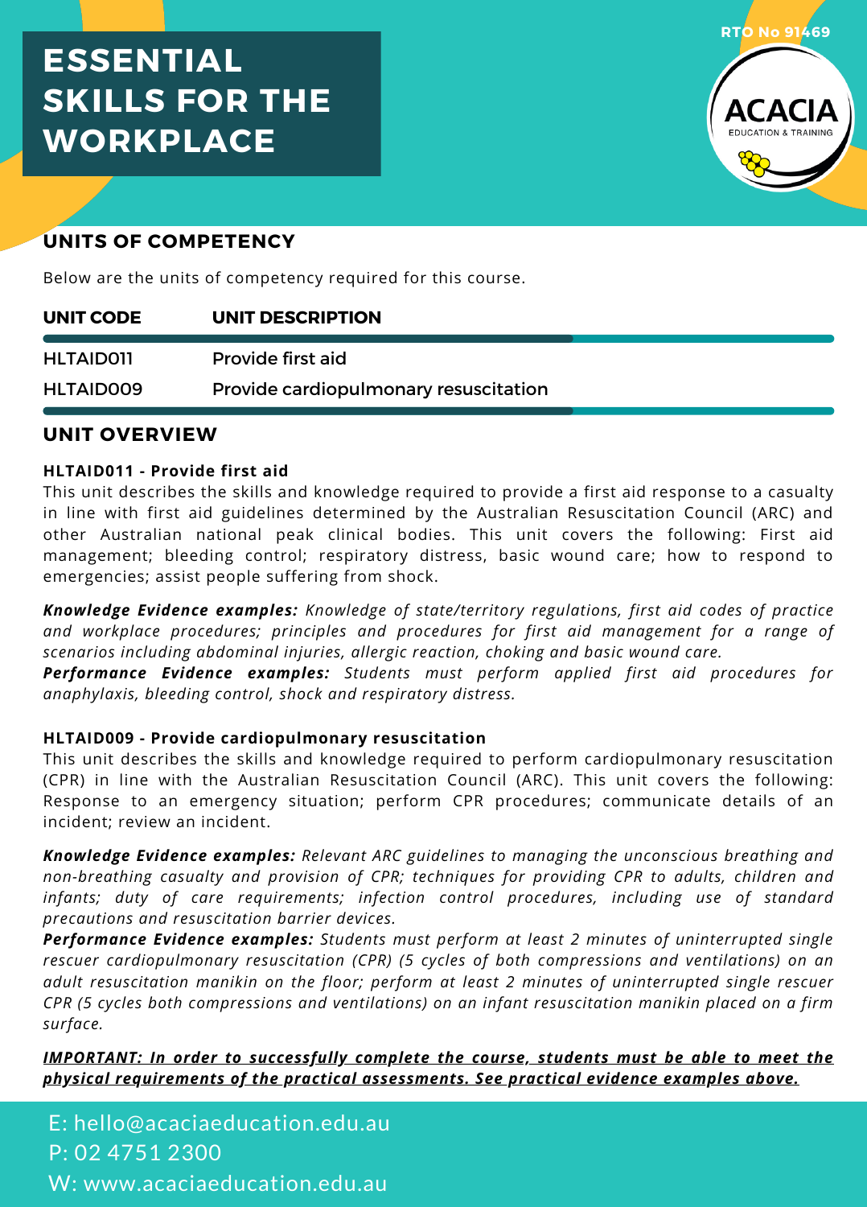# ESSENTIAL SKILLS FOR THE WORKPLACE

RTO No 91469

ACACIA EDUCATION & TRAINING

## UNITS OF COMPETENCY

Below are the units of competency required for this course.

| UNIT CODE | UNIT DESCRIPTION |
|---|---|
| HLTAID011 | Provide first aid |
| HLTAID009 | Provide cardiopulmonary resuscitation |

## UNIT OVERVIEW

**HLTAID011 - Provide first aid**

This unit describes the skills and knowledge required to provide a first aid response to a casualty in line with first aid guidelines determined by the Australian Resuscitation Council (ARC) and other Australian national peak clinical bodies. This unit covers the following: First aid management; bleeding control; respiratory distress, basic wound care; how to respond to emergencies; assist people suffering from shock.

***Knowledge Evidence examples:*** *Knowledge of state/territory regulations, first aid codes of practice and workplace procedures; principles and procedures for first aid management for a range of scenarios including abdominal injuries, allergic reaction, choking and basic wound care.*

***Performance Evidence examples:*** *Students must perform applied first aid procedures for anaphylaxis, bleeding control, shock and respiratory distress.*

**HLTAID009 - Provide cardiopulmonary resuscitation**

This unit describes the skills and knowledge required to perform cardiopulmonary resuscitation (CPR) in line with the Australian Resuscitation Council (ARC). This unit covers the following: Response to an emergency situation; perform CPR procedures; communicate details of an incident; review an incident.

***Knowledge Evidence examples:*** *Relevant ARC guidelines to managing the unconscious breathing and non-breathing casualty and provision of CPR; techniques for providing CPR to adults, children and infants; duty of care requirements; infection control procedures, including use of standard precautions and resuscitation barrier devices.*

***Performance Evidence examples:*** *Students must perform at least 2 minutes of uninterrupted single rescuer cardiopulmonary resuscitation (CPR) (5 cycles of both compressions and ventilations) on an adult resuscitation manikin on the floor; perform at least 2 minutes of uninterrupted single rescuer CPR (5 cycles both compressions and ventilations) on an infant resuscitation manikin placed on a firm surface.*

***IMPORTANT: In order to successfully complete the course, students must be able to meet the physical requirements of the practical assessments. See practical evidence examples above.***

E: hello@acaciaeducation.edu.au

P: 02 4751 2300

W: www.acaciaeducation.edu.au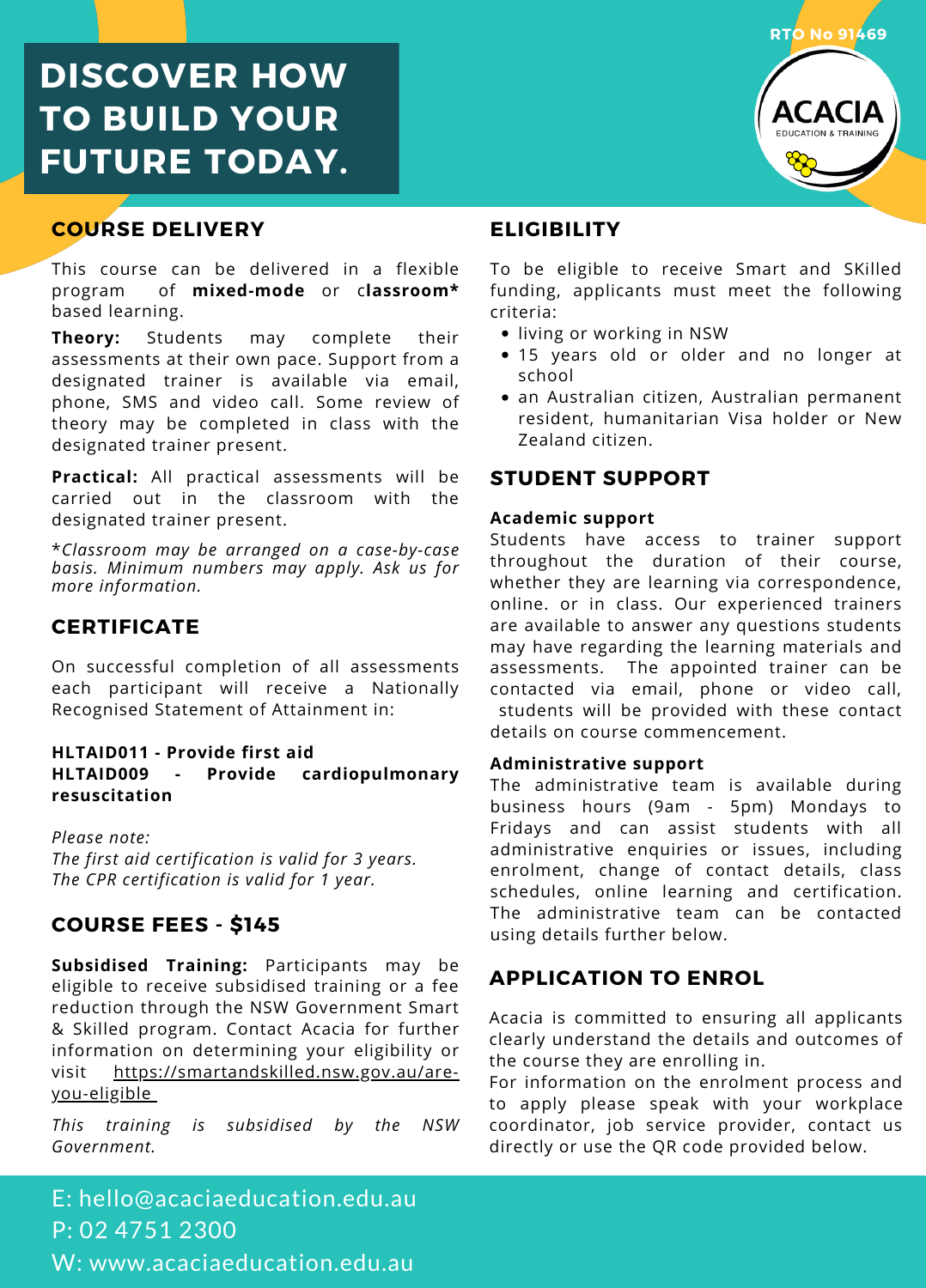# DISCOVER HOW TO BUILD YOUR FUTURE TODAY.

RTO No 91469

ACACIA EDUCATION & TRAINING

## COURSE DELIVERY

This course can be delivered in a flexible program of **mixed-mode** or c**lassroom*** based learning.

**Theory:** Students may complete their assessments at their own pace. Support from a designated trainer is available via email, phone, SMS and video call. Some review of theory may be completed in class with the designated trainer present.

**Practical:** All practical assessments will be carried out in the classroom with the designated trainer present.

**Classroom may be arranged on a case-by-case basis. Minimum numbers may apply. Ask us for more information.*

## CERTIFICATE

On successful completion of all assessments each participant will receive a Nationally Recognised Statement of Attainment in:

**HLTAID011 - Provide first aid**
**HLTAID009 - Provide cardiopulmonary resuscitation**

*Please note:*
*The first aid certification is valid for 3 years.*
*The CPR certification is valid for 1 year.*

## COURSE FEES - $145

**Subsidised Training:** Participants may be eligible to receive subsidised training or a fee reduction through the NSW Government Smart & Skilled program. Contact Acacia for further information on determining your eligibility or visit https://smartandskilled.nsw.gov.au/are-you-eligible

*This training is subsidised by the NSW Government.*

## ELIGIBILITY

To be eligible to receive Smart and SKilled funding, applicants must meet the following criteria:

- living or working in NSW
- 15 years old or older and no longer at school
- an Australian citizen, Australian permanent resident, humanitarian Visa holder or New Zealand citizen.

## STUDENT SUPPORT

### Academic support

Students have access to trainer support throughout the duration of their course, whether they are learning via correspondence, online. or in class. Our experienced trainers are available to answer any questions students may have regarding the learning materials and assessments. The appointed trainer can be contacted via email, phone or video call, students will be provided with these contact details on course commencement.

### Administrative support

The administrative team is available during business hours (9am - 5pm) Mondays to Fridays and can assist students with all administrative enquiries or issues, including enrolment, change of contact details, class schedules, online learning and certification. The administrative team can be contacted using details further below.

## APPLICATION TO ENROL

Acacia is committed to ensuring all applicants clearly understand the details and outcomes of the course they are enrolling in.
For information on the enrolment process and to apply please speak with your workplace coordinator, job service provider, contact us directly or use the QR code provided below.

E: hello@acaciaeducation.edu.au
P: 02 4751 2300
W: www.acaciaeducation.edu.au